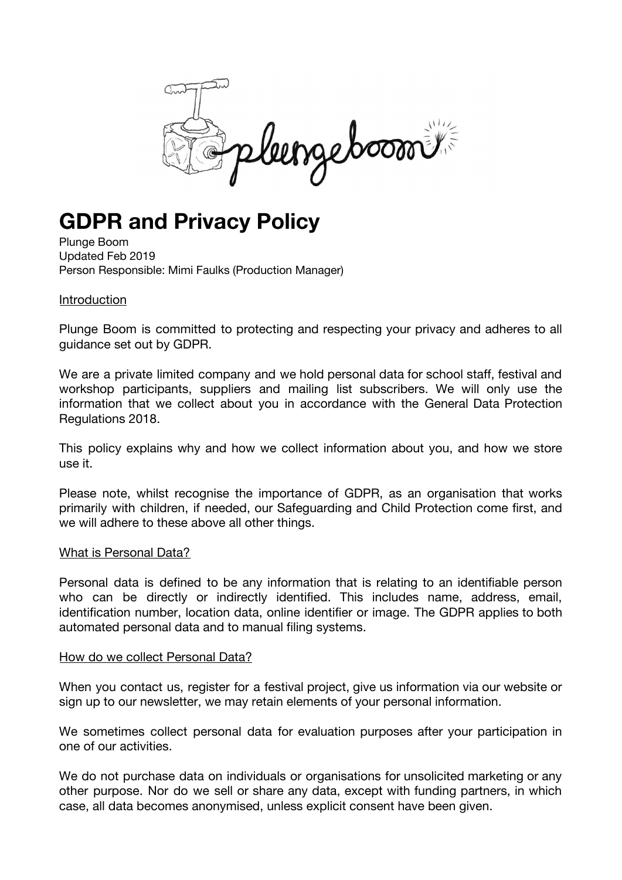# GDPR and Privacy Policy

Plunge Boom
Updated Feb 2019
Person Responsible: Mimi Faulks (Production Manager)

## Introduction

Plunge Boom is committed to protecting and respecting your privacy and adheres to all guidance set out by GDPR.

We are a private limited company and we hold personal data for school staff, festival and workshop participants, suppliers and mailing list subscribers. We will only use the information that we collect about you in accordance with the General Data Protection Regulations 2018.

This policy explains why and how we collect information about you, and how we store use it.

Please note, whilst recognise the importance of GDPR, as an organisation that works primarily with children, if needed, our Safeguarding and Child Protection come first, and we will adhere to these above all other things.

## What is Personal Data?

Personal data is defined to be any information that is relating to an identifiable person who can be directly or indirectly identified. This includes name, address, email, identification number, location data, online identifier or image. The GDPR applies to both automated personal data and to manual filing systems.

## How do we collect Personal Data?

When you contact us, register for a festival project, give us information via our website or sign up to our newsletter, we may retain elements of your personal information.

We sometimes collect personal data for evaluation purposes after your participation in one of our activities.

We do not purchase data on individuals or organisations for unsolicited marketing or any other purpose. Nor do we sell or share any data, except with funding partners, in which case, all data becomes anonymised, unless explicit consent have been given.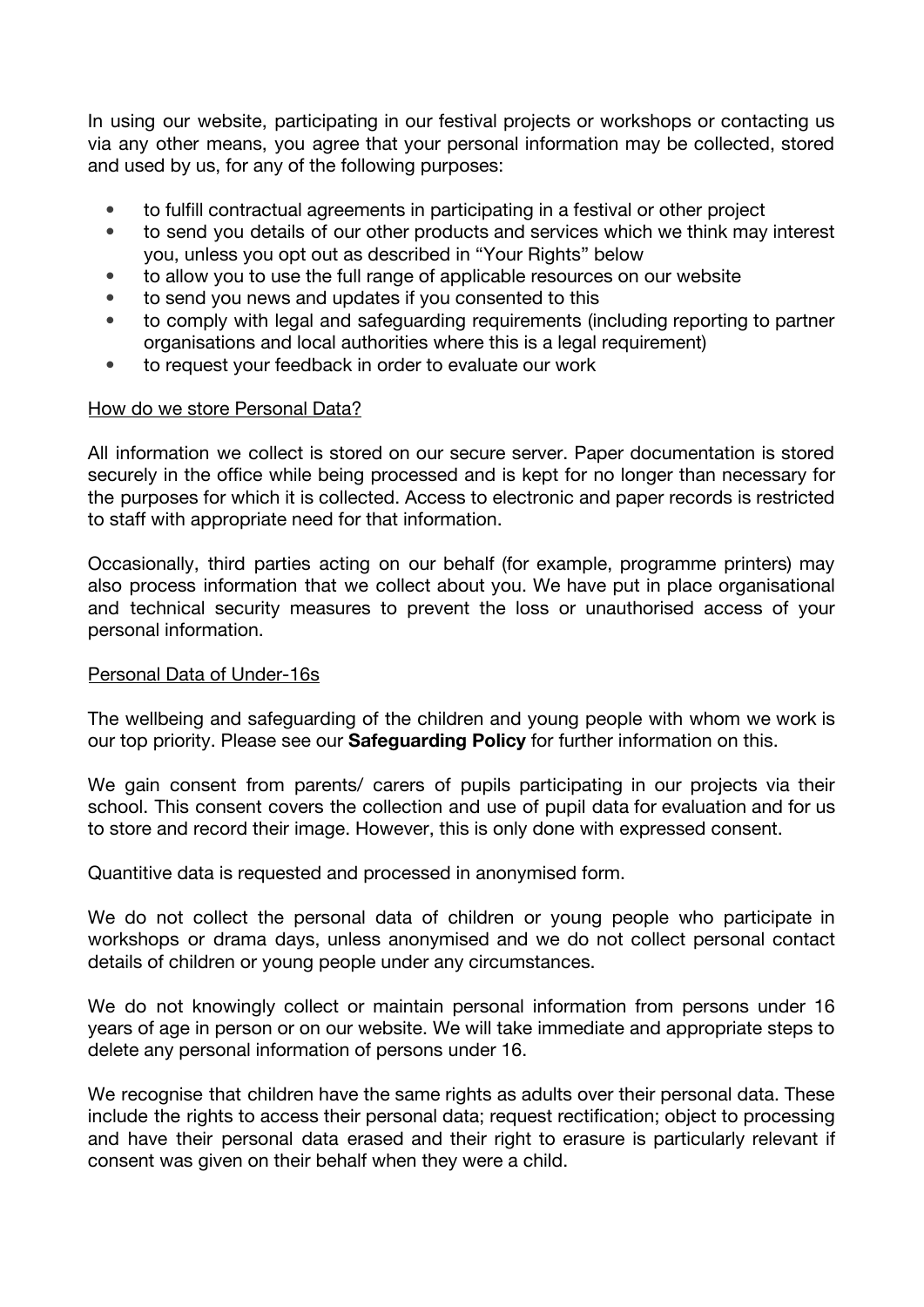In using our website, participating in our festival projects or workshops or contacting us via any other means, you agree that your personal information may be collected, stored and used by us, for any of the following purposes:

- to fulfill contractual agreements in participating in a festival or other project
- to send you details of our other products and services which we think may interest you, unless you opt out as described in "Your Rights" below
- to allow you to use the full range of applicable resources on our website
- to send you news and updates if you consented to this
- to comply with legal and safeguarding requirements (including reporting to partner organisations and local authorities where this is a legal requirement)
- to request your feedback in order to evaluate our work

## How do we store Personal Data?

All information we collect is stored on our secure server. Paper documentation is stored securely in the office while being processed and is kept for no longer than necessary for the purposes for which it is collected. Access to electronic and paper records is restricted to staff with appropriate need for that information.

Occasionally, third parties acting on our behalf (for example, programme printers) may also process information that we collect about you. We have put in place organisational and technical security measures to prevent the loss or unauthorised access of your personal information.

## Personal Data of Under-16s

The wellbeing and safeguarding of the children and young people with whom we work is our top priority. Please see our **Safeguarding Policy** for further information on this.

We gain consent from parents/ carers of pupils participating in our projects via their school. This consent covers the collection and use of pupil data for evaluation and for us to store and record their image. However, this is only done with expressed consent.

Quantitive data is requested and processed in anonymised form.

We do not collect the personal data of children or young people who participate in workshops or drama days, unless anonymised and we do not collect personal contact details of children or young people under any circumstances.

We do not knowingly collect or maintain personal information from persons under 16 years of age in person or on our website. We will take immediate and appropriate steps to delete any personal information of persons under 16.

We recognise that children have the same rights as adults over their personal data. These include the rights to access their personal data; request rectification; object to processing and have their personal data erased and their right to erasure is particularly relevant if consent was given on their behalf when they were a child.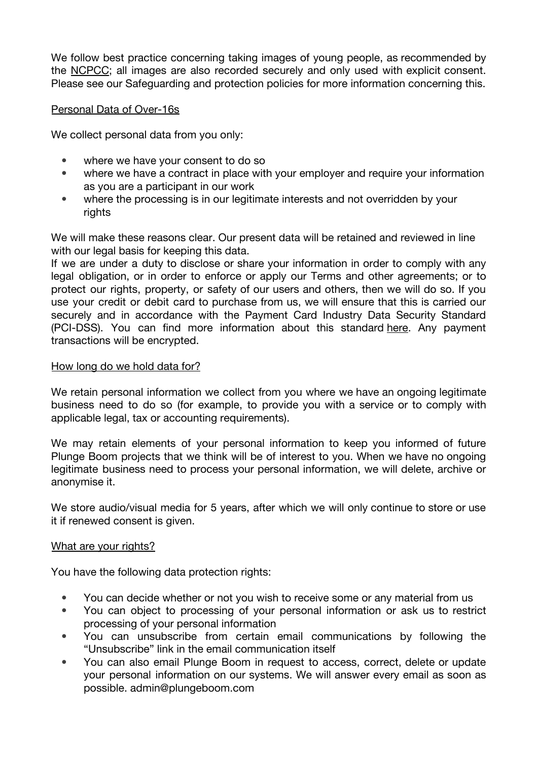We follow best practice concerning taking images of young people, as recommended by the NCPCC; all images are also recorded securely and only used with explicit consent. Please see our Safeguarding and protection policies for more information concerning this.

Personal Data of Over-16s

We collect personal data from you only:

- where we have your consent to do so
- where we have a contract in place with your employer and require your information as you are a participant in our work
- where the processing is in our legitimate interests and not overridden by your rights

We will make these reasons clear. Our present data will be retained and reviewed in line with our legal basis for keeping this data.
If we are under a duty to disclose or share your information in order to comply with any legal obligation, or in order to enforce or apply our Terms and other agreements; or to protect our rights, property, or safety of our users and others, then we will do so. If you use your credit or debit card to purchase from us, we will ensure that this is carried our securely and in accordance with the Payment Card Industry Data Security Standard (PCI-DSS). You can find more information about this standard here. Any payment transactions will be encrypted.

How long do we hold data for?

We retain personal information we collect from you where we have an ongoing legitimate business need to do so (for example, to provide you with a service or to comply with applicable legal, tax or accounting requirements).

We may retain elements of your personal information to keep you informed of future Plunge Boom projects that we think will be of interest to you. When we have no ongoing legitimate business need to process your personal information, we will delete, archive or anonymise it.

We store audio/visual media for 5 years, after which we will only continue to store or use it if renewed consent is given.

What are your rights?

You have the following data protection rights:

- You can decide whether or not you wish to receive some or any material from us
- You can object to processing of your personal information or ask us to restrict processing of your personal information
- You can unsubscribe from certain email communications by following the "Unsubscribe" link in the email communication itself
- You can also email Plunge Boom in request to access, correct, delete or update your personal information on our systems. We will answer every email as soon as possible. admin@plungeboom.com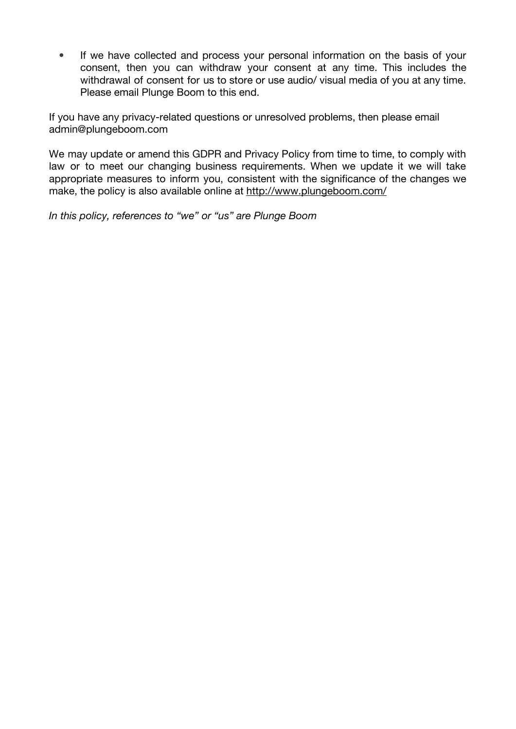- If we have collected and process your personal information on the basis of your consent, then you can withdraw your consent at any time. This includes the withdrawal of consent for us to store or use audio/ visual media of you at any time. Please email Plunge Boom to this end.

If you have any privacy-related questions or unresolved problems, then please email admin@plungeboom.com

We may update or amend this GDPR and Privacy Policy from time to time, to comply with law or to meet our changing business requirements. When we update it we will take appropriate measures to inform you, consistent with the significance of the changes we make, the policy is also available online at http://www.plungeboom.com/

*In this policy, references to "we" or "us" are Plunge Boom*